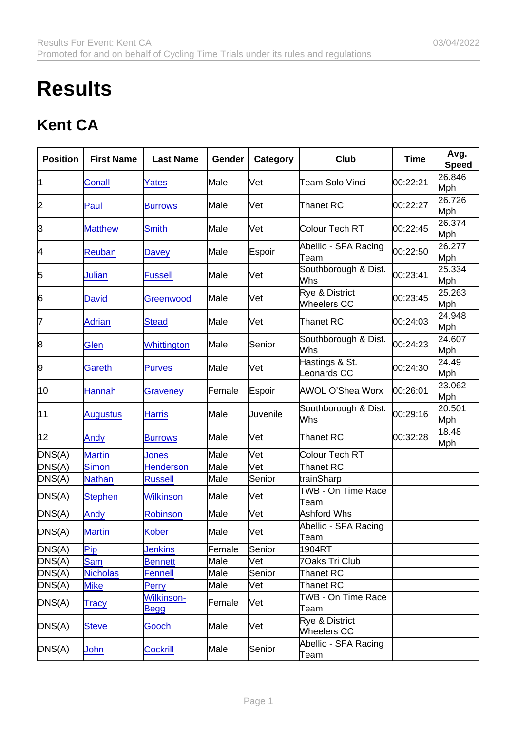# Results

## Kent CA

| Position | First Name | Last Name | Gender | Category | Club | Time | Avg. Speed |
|---|---|---|---|---|---|---|---|
| 1 | Conall | Yates | Male | Vet | Team Solo Vinci | 00:22:21 | 26.846 Mph |
| 2 | Paul | Burrows | Male | Vet | Thanet RC | 00:22:27 | 26.726 Mph |
| 3 | Matthew | Smith | Male | Vet | Colour Tech RT | 00:22:45 | 26.374 Mph |
| 4 | Reuban | Davey | Male | Espoir | Abellio - SFA Racing Team | 00:22:50 | 26.277 Mph |
| 5 | Julian | Fussell | Male | Vet | Southborough & Dist. Whs | 00:23:41 | 25.334 Mph |
| 6 | David | Greenwood | Male | Vet | Rye & District Wheelers CC | 00:23:45 | 25.263 Mph |
| 7 | Adrian | Stead | Male | Vet | Thanet RC | 00:24:03 | 24.948 Mph |
| 8 | Glen | Whittington | Male | Senior | Southborough & Dist. Whs | 00:24:23 | 24.607 Mph |
| 9 | Gareth | Purves | Male | Vet | Hastings & St. Leonards CC | 00:24:30 | 24.49 Mph |
| 10 | Hannah | Graveney | Female | Espoir | AWOL O'Shea Worx | 00:26:01 | 23.062 Mph |
| 11 | Augustus | Harris | Male | Juvenile | Southborough & Dist. Whs | 00:29:16 | 20.501 Mph |
| 12 | Andy | Burrows | Male | Vet | Thanet RC | 00:32:28 | 18.48 Mph |
| DNS(A) | Martin | Jones | Male | Vet | Colour Tech RT | | |
| DNS(A) | Simon | Henderson | Male | Vet | Thanet RC | | |
| DNS(A) | Nathan | Russell | Male | Senior | trainSharp | | |
| DNS(A) | Stephen | Wilkinson | Male | Vet | TWB - On Time Race Team | | |
| DNS(A) | Andy | Robinson | Male | Vet | Ashford Whs | | |
| DNS(A) | Martin | Kober | Male | Vet | Abellio - SFA Racing Team | | |
| DNS(A) | Pip | Jenkins | Female | Senior | 1904RT | | |
| DNS(A) | Sam | Bennett | Male | Vet | 7Oaks Tri Club | | |
| DNS(A) | Nicholas | Fennell | Male | Senior | Thanet RC | | |
| DNS(A) | Mike | Perry | Male | Vet | Thanet RC | | |
| DNS(A) | Tracy | Wilkinson-Begg | Female | Vet | TWB - On Time Race Team | | |
| DNS(A) | Steve | Gooch | Male | Vet | Rye & District Wheelers CC | | |
| DNS(A) | John | Cockrill | Male | Senior | Abellio - SFA Racing Team | | |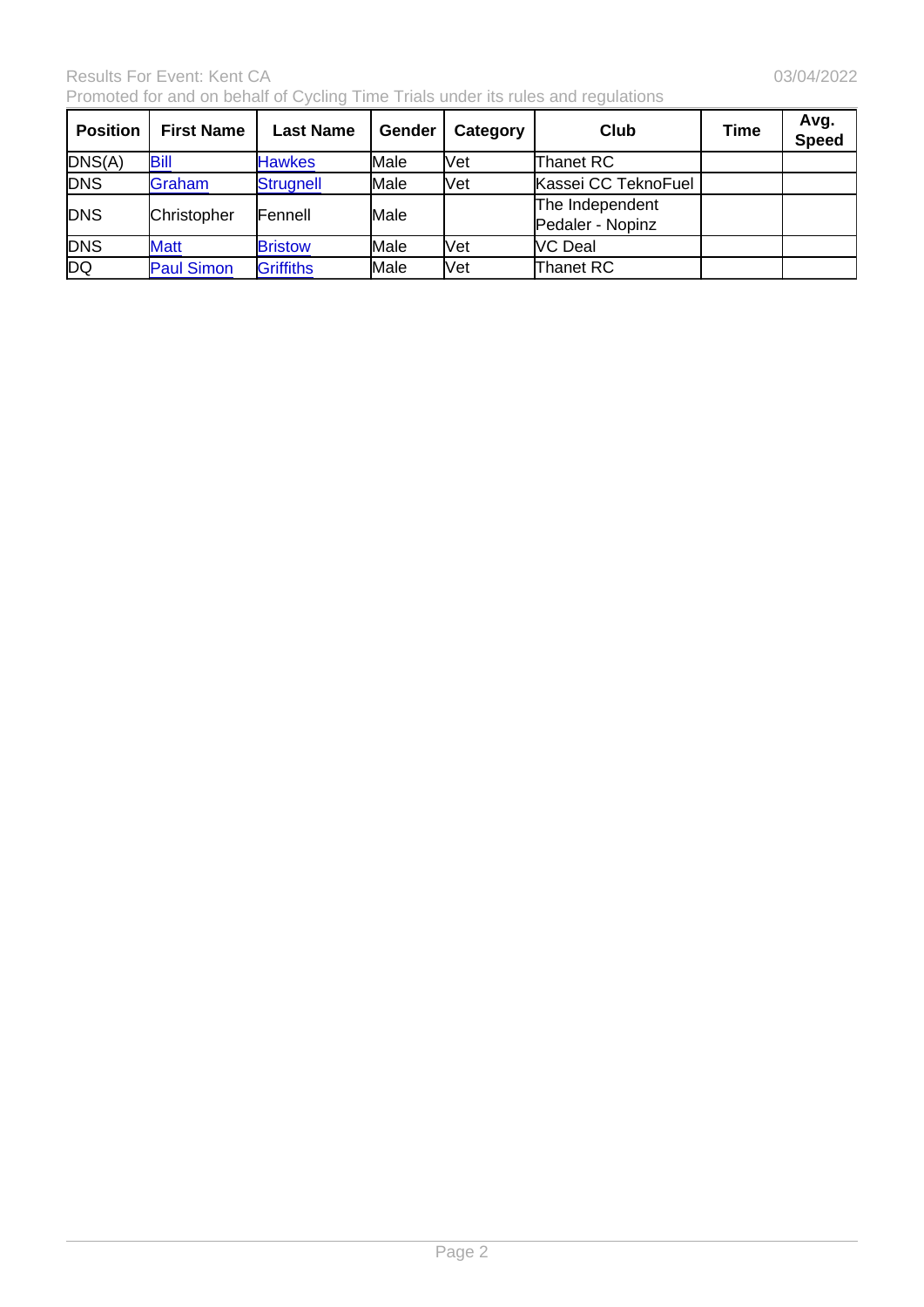| Position | First Name | Last Name | Gender | Category | Club | Time | Avg. Speed |
|---|---|---|---|---|---|---|---|
| DNS(A) | Bill | Hawkes | Male | Vet | Thanet RC | | |
| DNS | Graham | Strugnell | Male | Vet | Kassei CC TeknoFuel | | |
| DNS | Christopher | Fennell | Male | | The Independent Pedaler - Nopinz | | |
| DNS | Matt | Bristow | Male | Vet | VC Deal | | |
| DQ | Paul Simon | Griffiths | Male | Vet | Thanet RC | | |